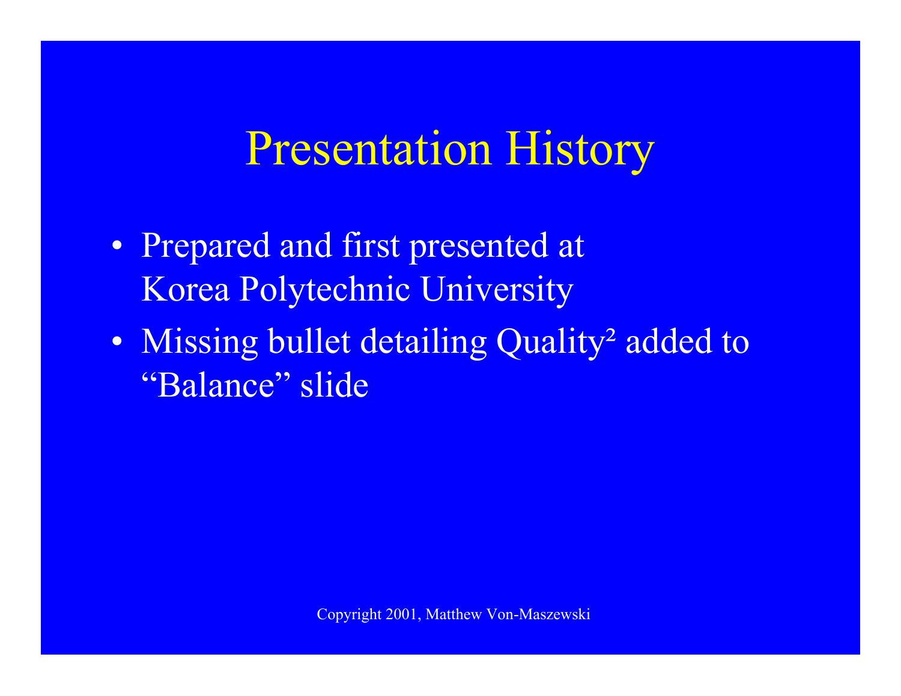# Presentation History

- Prepared and first presented at Korea Polytechnic University
- Missing bullet detailing Quality$^2$ added to "Balance" slide

Copyright 2001, Matthew Von-Maszewski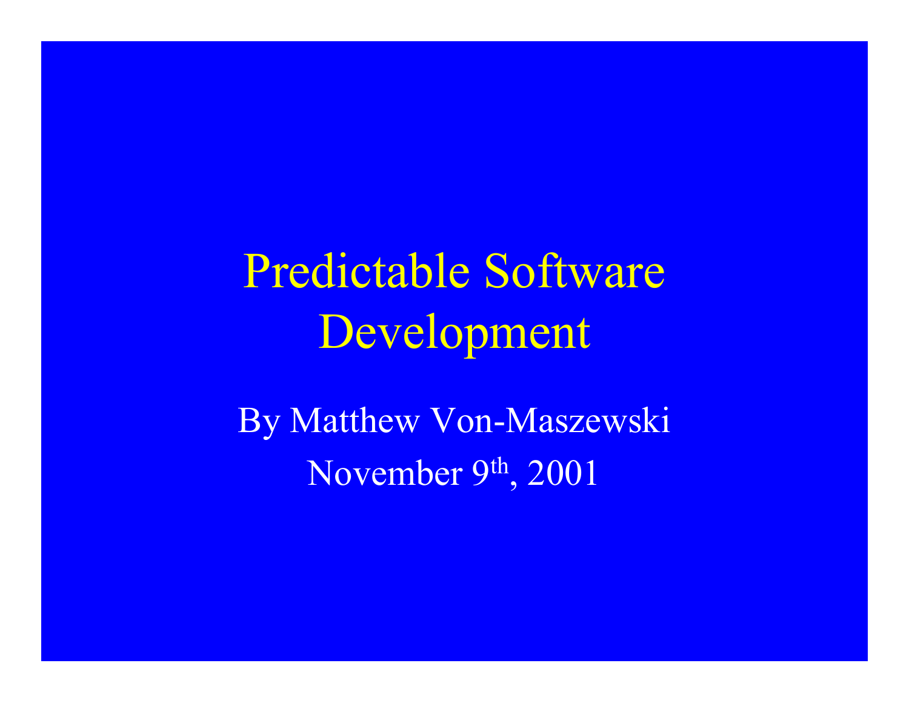# Predictable Software Development

By Matthew Von-Maszewski

November 9th, 2001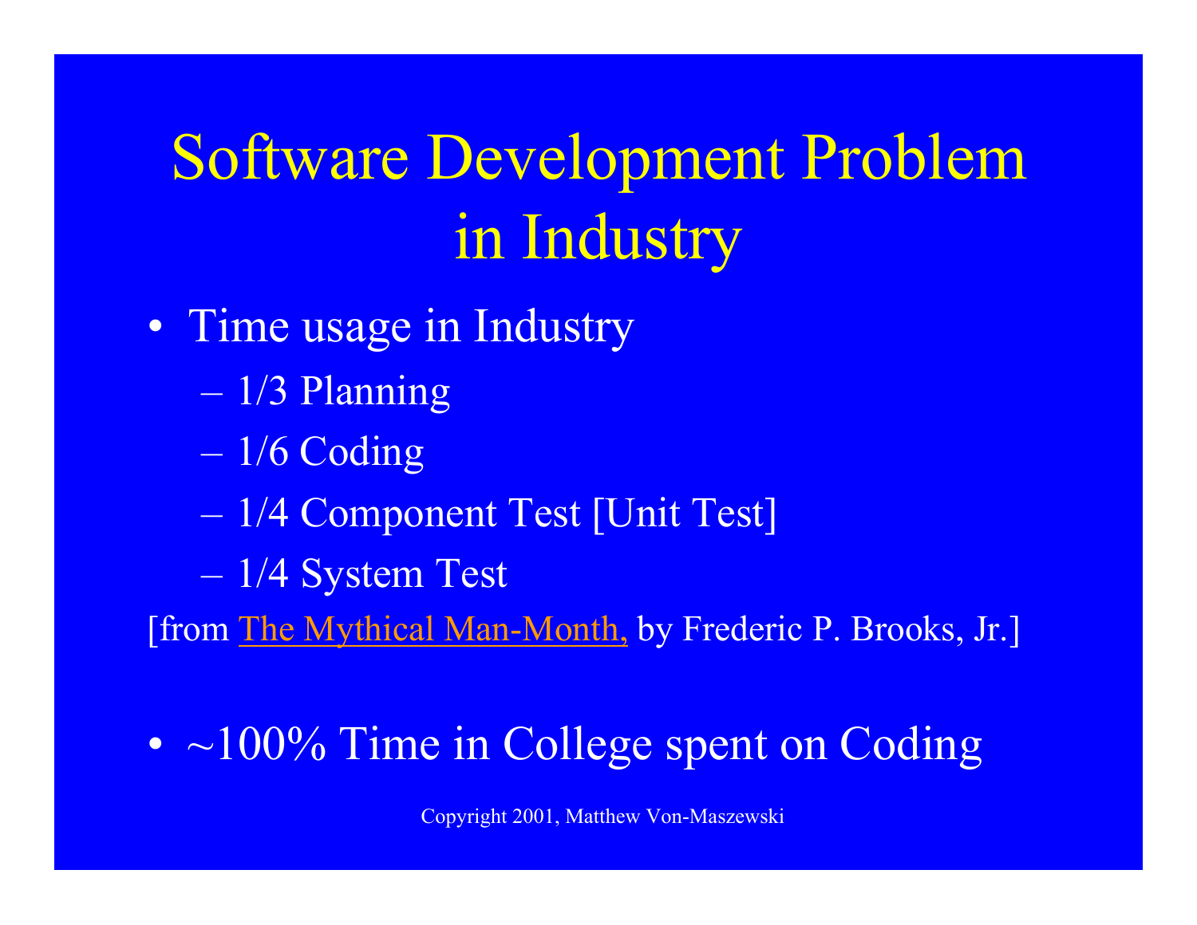# Software Development Problem in Industry

- Time usage in Industry
  - 1/3 Planning
  - 1/6 Coding
  - 1/4 Component Test [Unit Test]
  - 1/4 System Test

[from The Mythical Man-Month, by Frederic P. Brooks, Jr.]

- ~100% Time in College spent on Coding

Copyright 2001, Matthew Von-Maszewski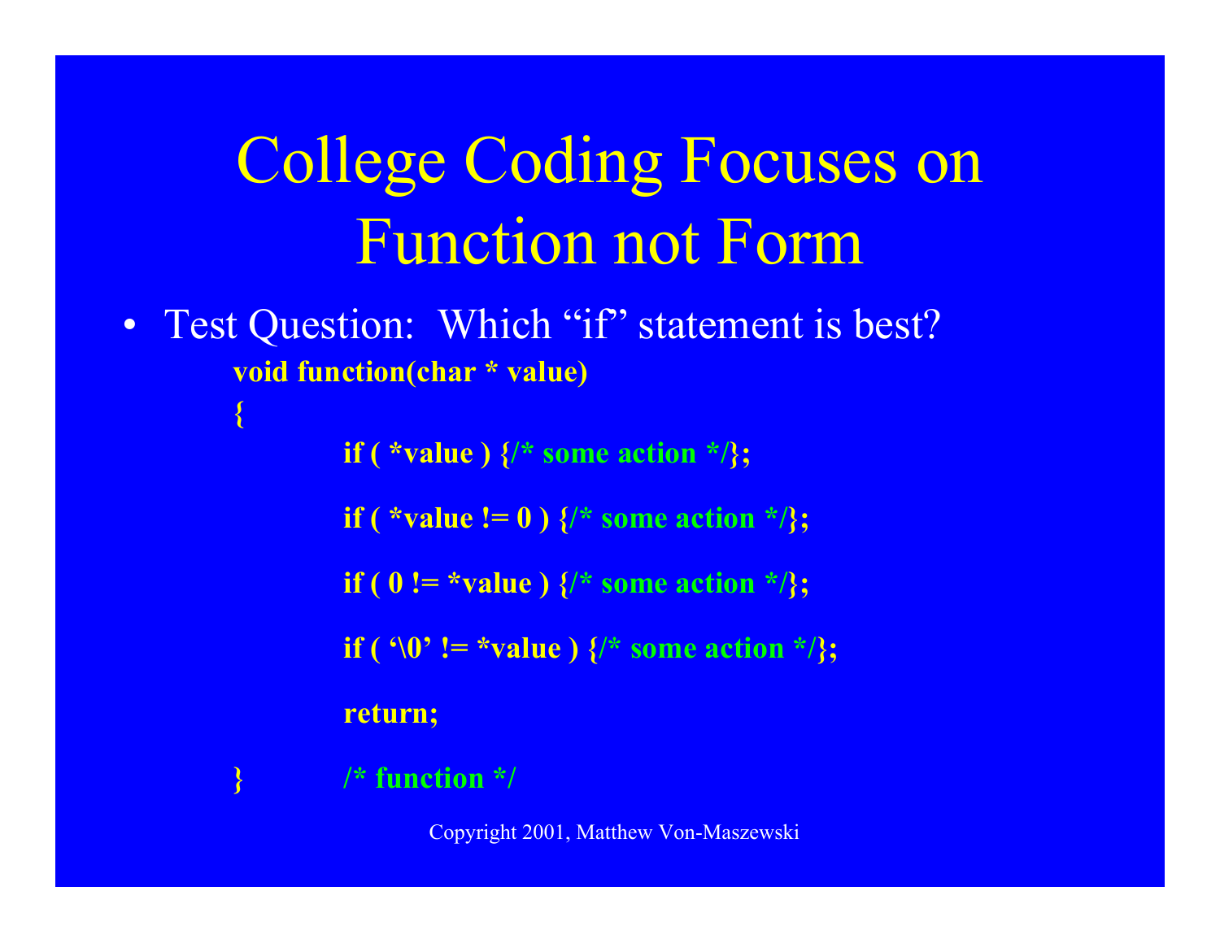# College Coding Focuses on Function not Form

- Test Question: Which "if" statement is best?

```
void function(char * value)
{
        if ( *value ) {/* some action */};

        if ( *value != 0 ) {/* some action */};

        if ( 0 != *value ) {/* some action */};

        if ( '\0' != *value ) {/* some action */};

        return;

}       /* function */
```

Copyright 2001, Matthew Von-Maszewski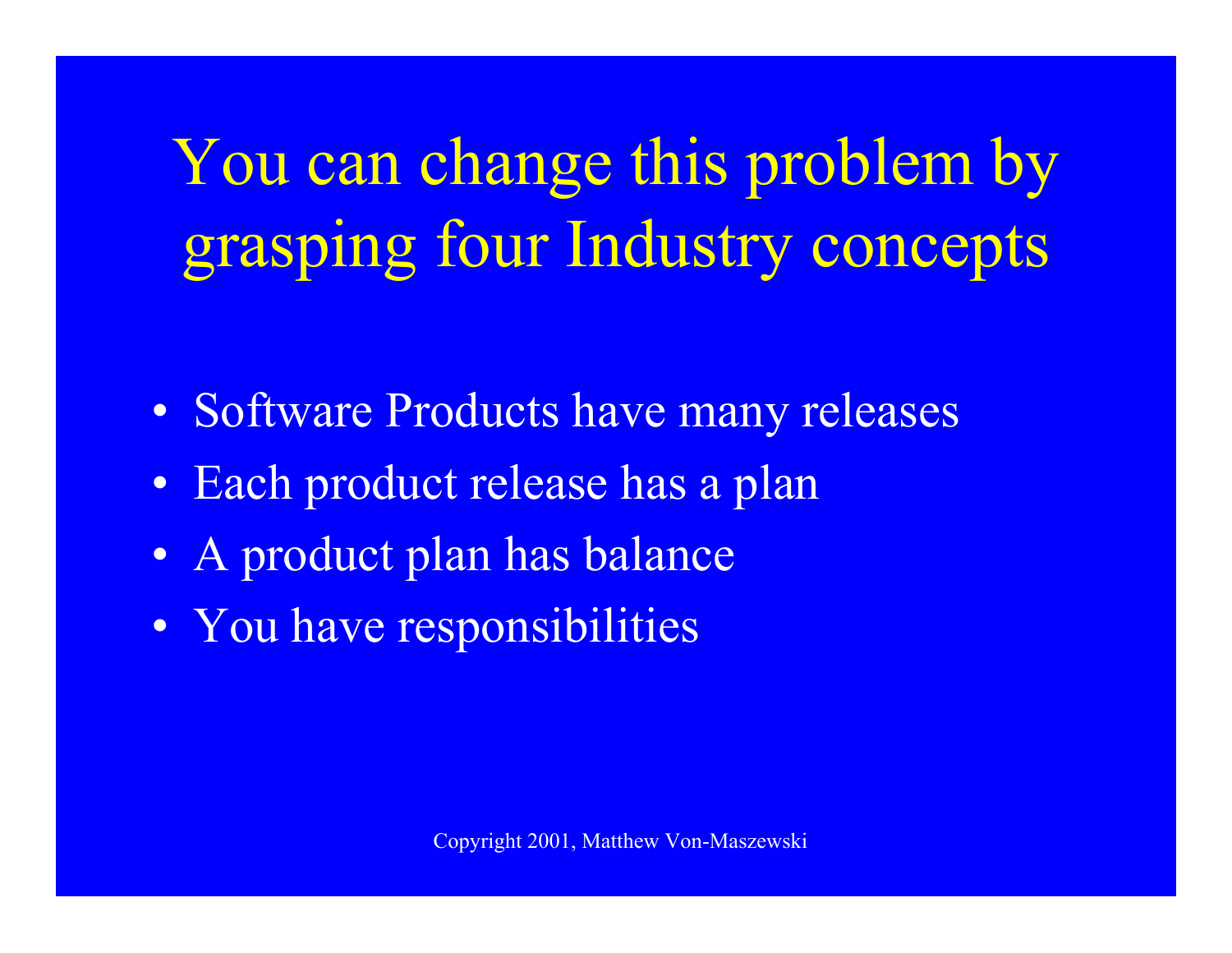# You can change this problem by grasping four Industry concepts

- Software Products have many releases
- Each product release has a plan
- A product plan has balance
- You have responsibilities

Copyright 2001, Matthew Von-Maszewski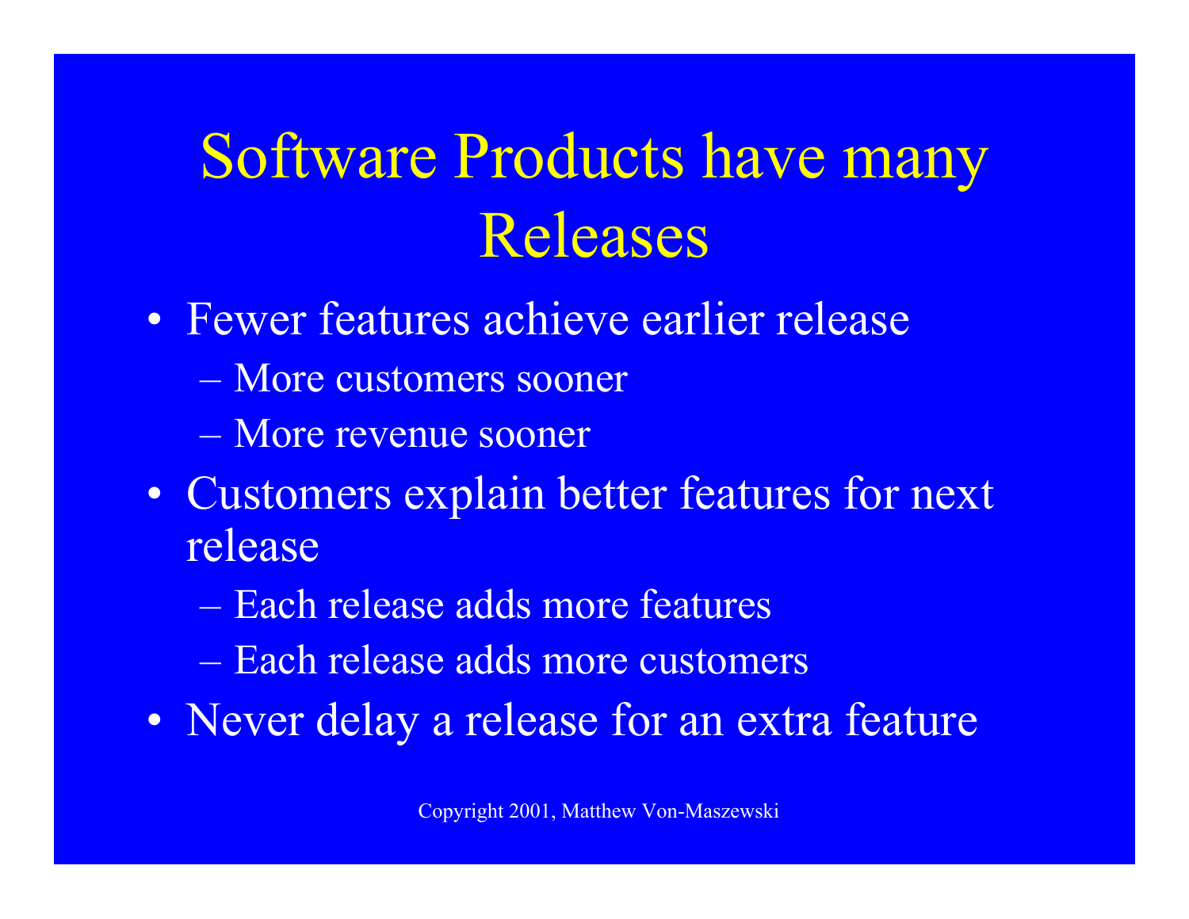# Software Products have many Releases

- Fewer features achieve earlier release
  - More customers sooner
  - More revenue sooner
- Customers explain better features for next release
  - Each release adds more features
  - Each release adds more customers
- Never delay a release for an extra feature

Copyright 2001, Matthew Von-Maszewski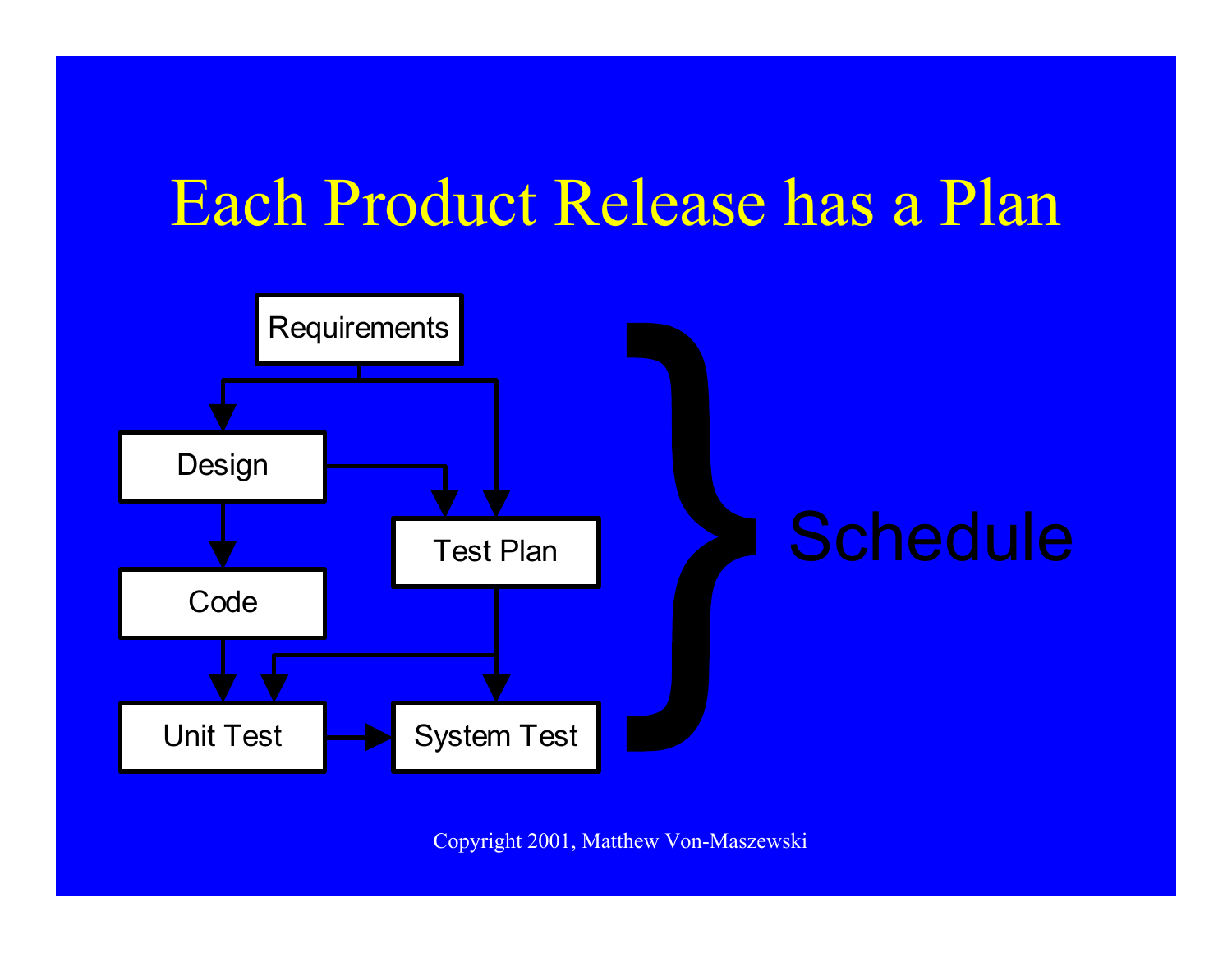# Each Product Release has a Plan

Requirements

Design

Test Plan

Code

Unit Test

System Test

Schedule

Copyright 2001, Matthew Von-Maszewski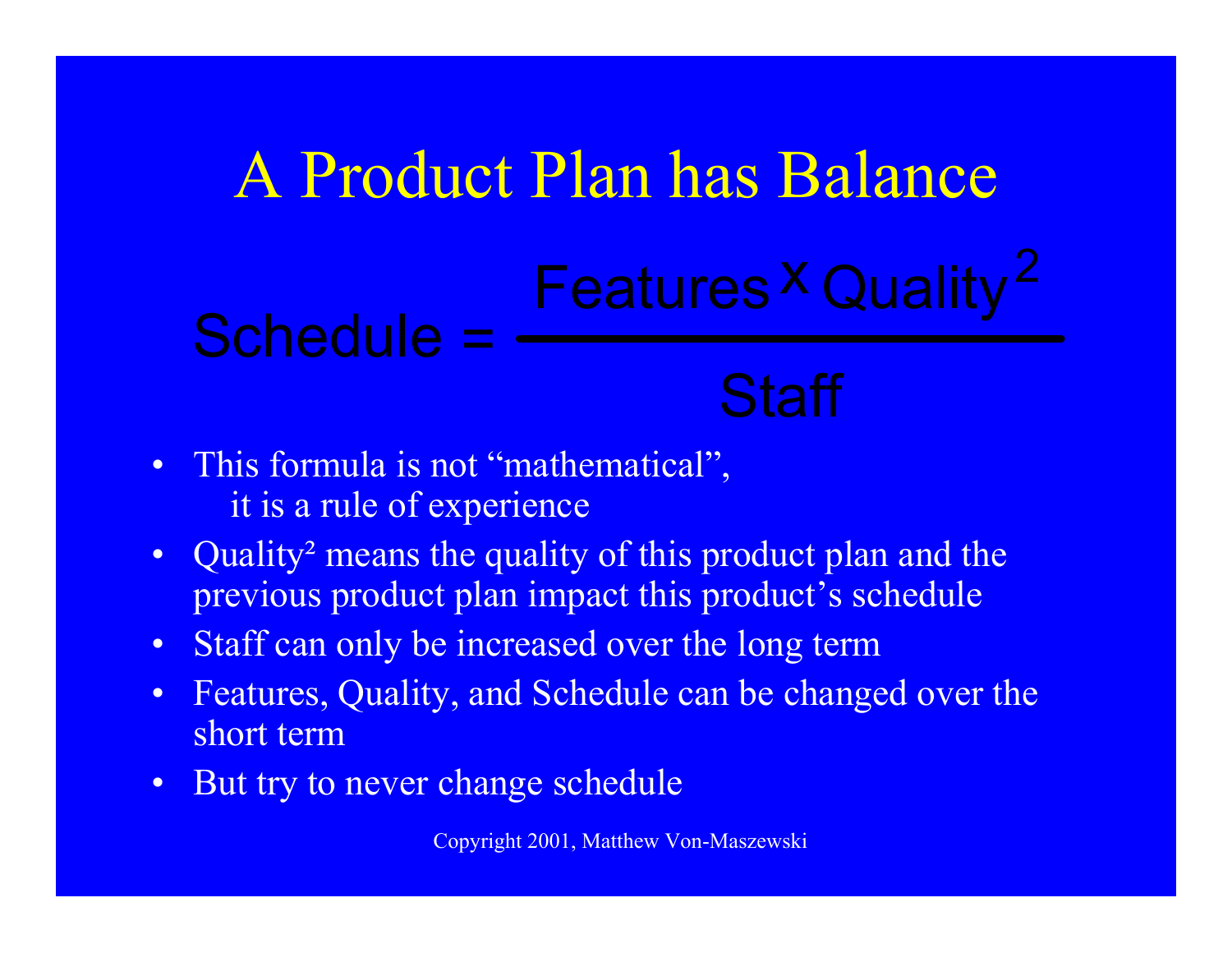# A Product Plan has Balance

$$\text{Schedule} = \frac{\text{Features} \times \text{Quality}^2}{\text{Staff}}$$

- This formula is not "mathematical", it is a rule of experience
- $\text{Quality}^2$ means the quality of this product plan and the previous product plan impact this product's schedule
- Staff can only be increased over the long term
- Features, Quality, and Schedule can be changed over the short term
- But try to never change schedule

Copyright 2001, Matthew Von-Maszewski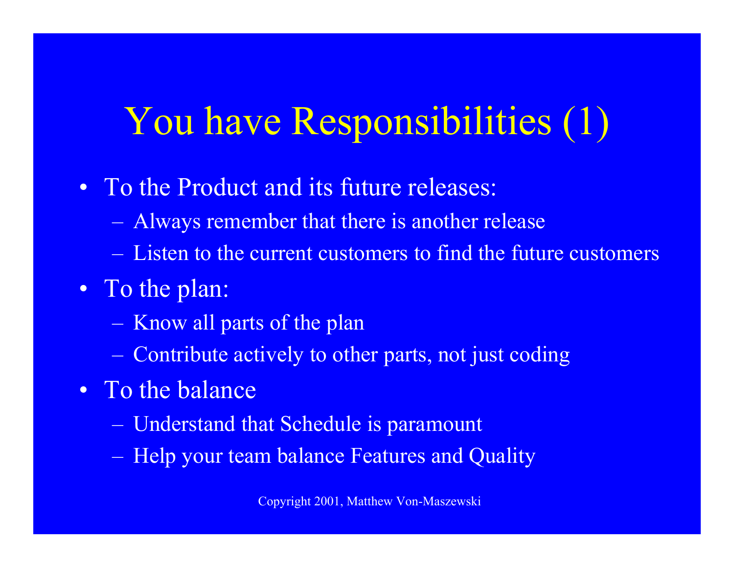# You have Responsibilities (1)

- To the Product and its future releases:
  - Always remember that there is another release
  - Listen to the current customers to find the future customers
- To the plan:
  - Know all parts of the plan
  - Contribute actively to other parts, not just coding
- To the balance
  - Understand that Schedule is paramount
  - Help your team balance Features and Quality

Copyright 2001, Matthew Von-Maszewski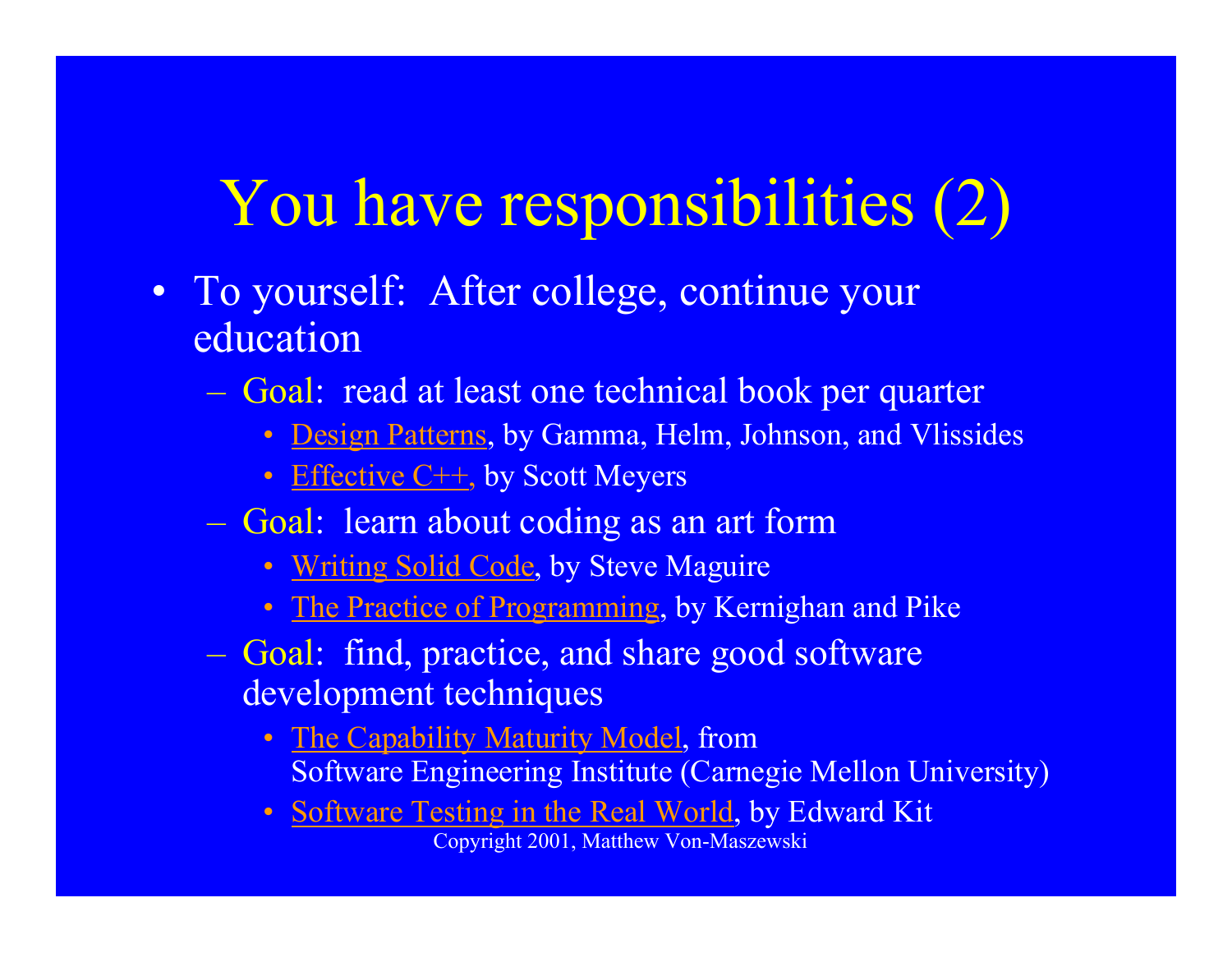# You have responsibilities (2)

- To yourself: After college, continue your education
  - Goal: read at least one technical book per quarter
    - Design Patterns, by Gamma, Helm, Johnson, and Vlissides
    - Effective C++, by Scott Meyers
  - Goal: learn about coding as an art form
    - Writing Solid Code, by Steve Maguire
    - The Practice of Programming, by Kernighan and Pike
  - Goal: find, practice, and share good software development techniques
    - The Capability Maturity Model, from Software Engineering Institute (Carnegie Mellon University)
    - Software Testing in the Real World, by Edward Kit

Copyright 2001, Matthew Von-Maszewski